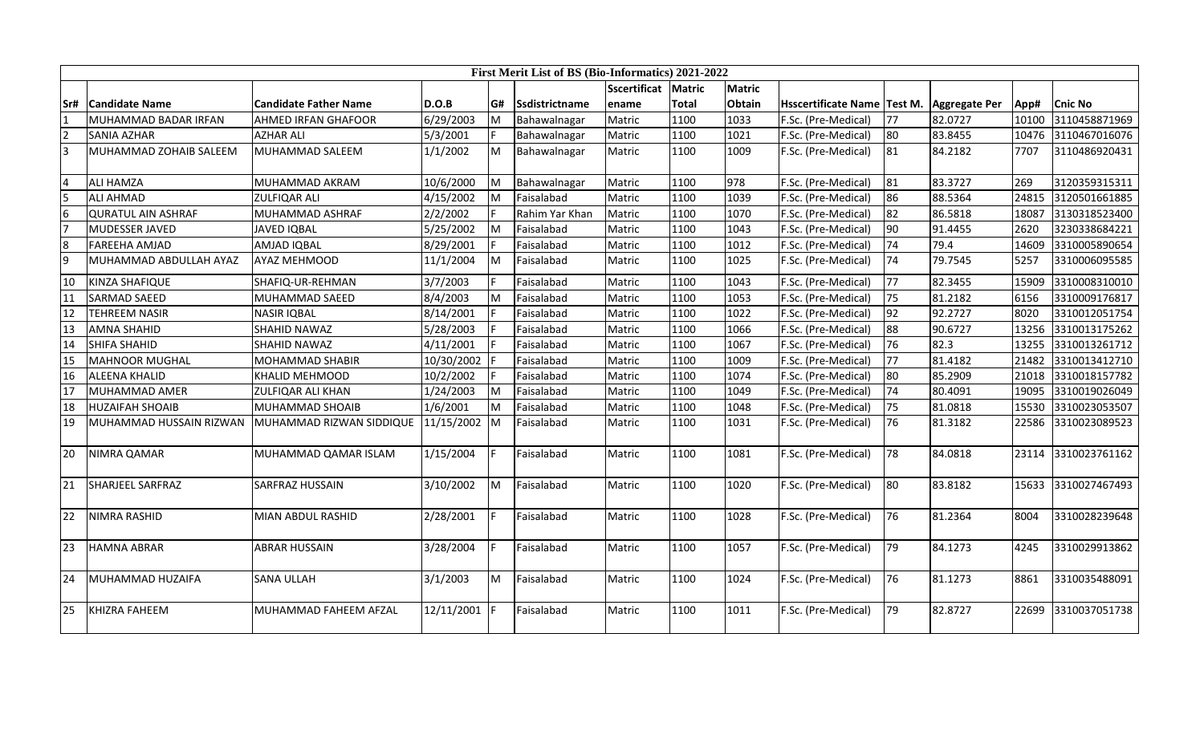# First Merit List of BS (Bio-Informatics) 2021-2022

| Sr# | Candidate Name | Candidate Father Name | D.O.B | G# | Ssdistrictname | Sscertificat ename | Matric Total | Matric Obtain | Hsscertificate Name | Test M. | Aggregate Per | App# | Cnic No |
|---|---|---|---|---|---|---|---|---|---|---|---|---|---|
| 1 | MUHAMMAD BADAR IRFAN | AHMED IRFAN GHAFOOR | 6/29/2003 | M | Bahawalnagar | Matric | 1100 | 1033 | F.Sc. (Pre-Medical) | 77 | 82.0727 | 10100 | 3110458871969 |
| 2 | SANIA AZHAR | AZHAR ALI | 5/3/2001 | F | Bahawalnagar | Matric | 1100 | 1021 | F.Sc. (Pre-Medical) | 80 | 83.8455 | 10476 | 3110467016076 |
| 3 | MUHAMMAD ZOHAIB SALEEM | MUHAMMAD SALEEM | 1/1/2002 | M | Bahawalnagar | Matric | 1100 | 1009 | F.Sc. (Pre-Medical) | 81 | 84.2182 | 7707 | 3110486920431 |
| 4 | ALI HAMZA | MUHAMMAD AKRAM | 10/6/2000 | M | Bahawalnagar | Matric | 1100 | 978 | F.Sc. (Pre-Medical) | 81 | 83.3727 | 269 | 3120359315311 |
| 5 | ALI AHMAD | ZULFIQAR ALI | 4/15/2002 | M | Faisalabad | Matric | 1100 | 1039 | F.Sc. (Pre-Medical) | 86 | 88.5364 | 24815 | 3120501661885 |
| 6 | QURATUL AIN ASHRAF | MUHAMMAD ASHRAF | 2/2/2002 | F | Rahim Yar Khan | Matric | 1100 | 1070 | F.Sc. (Pre-Medical) | 82 | 86.5818 | 18087 | 3130318523400 |
| 7 | MUDESSER JAVED | JAVED IQBAL | 5/25/2002 | M | Faisalabad | Matric | 1100 | 1043 | F.Sc. (Pre-Medical) | 90 | 91.4455 | 2620 | 3230338684221 |
| 8 | FAREEHA AMJAD | AMJAD IQBAL | 8/29/2001 | F | Faisalabad | Matric | 1100 | 1012 | F.Sc. (Pre-Medical) | 74 | 79.4 | 14609 | 3310005890654 |
| 9 | MUHAMMAD ABDULLAH AYAZ | AYAZ MEHMOOD | 11/1/2004 | M | Faisalabad | Matric | 1100 | 1025 | F.Sc. (Pre-Medical) | 74 | 79.7545 | 5257 | 3310006095585 |
| 10 | KINZA SHAFIQUE | SHAFIQ-UR-REHMAN | 3/7/2003 | F | Faisalabad | Matric | 1100 | 1043 | F.Sc. (Pre-Medical) | 77 | 82.3455 | 15909 | 3310008310010 |
| 11 | SARMAD SAEED | MUHAMMAD SAEED | 8/4/2003 | M | Faisalabad | Matric | 1100 | 1053 | F.Sc. (Pre-Medical) | 75 | 81.2182 | 6156 | 3310009176817 |
| 12 | TEHREEM NASIR | NASIR IQBAL | 8/14/2001 | F | Faisalabad | Matric | 1100 | 1022 | F.Sc. (Pre-Medical) | 92 | 92.2727 | 8020 | 3310012051754 |
| 13 | AMNA SHAHID | SHAHID NAWAZ | 5/28/2003 | F | Faisalabad | Matric | 1100 | 1066 | F.Sc. (Pre-Medical) | 88 | 90.6727 | 13256 | 3310013175262 |
| 14 | SHIFA SHAHID | SHAHID NAWAZ | 4/11/2001 | F | Faisalabad | Matric | 1100 | 1067 | F.Sc. (Pre-Medical) | 76 | 82.3 | 13255 | 3310013261712 |
| 15 | MAHNOOR MUGHAL | MOHAMMAD SHABIR | 10/30/2002 | F | Faisalabad | Matric | 1100 | 1009 | F.Sc. (Pre-Medical) | 77 | 81.4182 | 21482 | 3310013412710 |
| 16 | ALEENA KHALID | KHALID MEHMOOD | 10/2/2002 | F | Faisalabad | Matric | 1100 | 1074 | F.Sc. (Pre-Medical) | 80 | 85.2909 | 21018 | 3310018157782 |
| 17 | MUHAMMAD AMER | ZULFIQAR ALI KHAN | 1/24/2003 | M | Faisalabad | Matric | 1100 | 1049 | F.Sc. (Pre-Medical) | 74 | 80.4091 | 19095 | 3310019026049 |
| 18 | HUZAIFAH SHOAIB | MUHAMMAD SHOAIB | 1/6/2001 | M | Faisalabad | Matric | 1100 | 1048 | F.Sc. (Pre-Medical) | 75 | 81.0818 | 15530 | 3310023053507 |
| 19 | MUHAMMAD HUSSAIN RIZWAN | MUHAMMAD RIZWAN SIDDIQUE | 11/15/2002 | M | Faisalabad | Matric | 1100 | 1031 | F.Sc. (Pre-Medical) | 76 | 81.3182 | 22586 | 3310023089523 |
| 20 | NIMRA QAMAR | MUHAMMAD QAMAR ISLAM | 1/15/2004 | F | Faisalabad | Matric | 1100 | 1081 | F.Sc. (Pre-Medical) | 78 | 84.0818 | 23114 | 3310023761162 |
| 21 | SHARJEEL SARFRAZ | SARFRAZ HUSSAIN | 3/10/2002 | M | Faisalabad | Matric | 1100 | 1020 | F.Sc. (Pre-Medical) | 80 | 83.8182 | 15633 | 3310027467493 |
| 22 | NIMRA RASHID | MIAN ABDUL RASHID | 2/28/2001 | F | Faisalabad | Matric | 1100 | 1028 | F.Sc. (Pre-Medical) | 76 | 81.2364 | 8004 | 3310028239648 |
| 23 | HAMNA ABRAR | ABRAR HUSSAIN | 3/28/2004 | F | Faisalabad | Matric | 1100 | 1057 | F.Sc. (Pre-Medical) | 79 | 84.1273 | 4245 | 3310029913862 |
| 24 | MUHAMMAD HUZAIFA | SANA ULLAH | 3/1/2003 | M | Faisalabad | Matric | 1100 | 1024 | F.Sc. (Pre-Medical) | 76 | 81.1273 | 8861 | 3310035488091 |
| 25 | KHIZRA FAHEEM | MUHAMMAD FAHEEM AFZAL | 12/11/2001 | F | Faisalabad | Matric | 1100 | 1011 | F.Sc. (Pre-Medical) | 79 | 82.8727 | 22699 | 3310037051738 |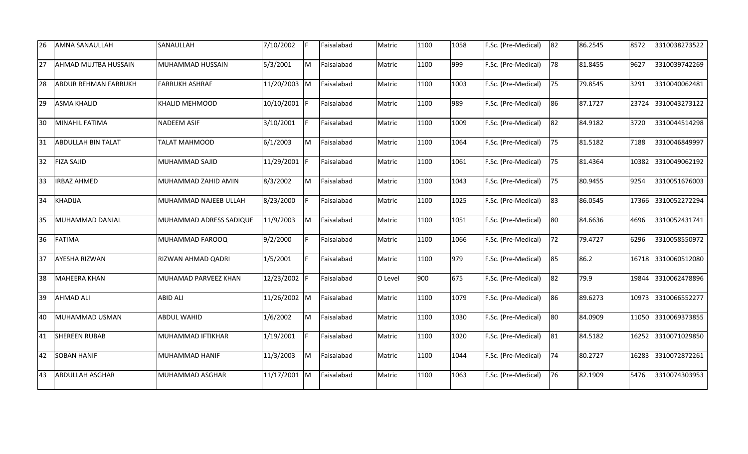| 26 | AMNA SANAULLAH | SANAULLAH | 7/10/2002 | F | Faisalabad | Matric | 1100 | 1058 | F.Sc. (Pre-Medical) | 82 | 86.2545 | 8572 | 3310038273522 |
|---|---|---|---|---|---|---|---|---|---|---|---|---|---|
| 27 | AHMAD MUJTBA HUSSAIN | MUHAMMAD HUSSAIN | 5/3/2001 | M | Faisalabad | Matric | 1100 | 999 | F.Sc. (Pre-Medical) | 78 | 81.8455 | 9627 | 3310039742269 |
| 28 | ABDUR REHMAN FARRUKH | FARRUKH ASHRAF | 11/20/2003 | M | Faisalabad | Matric | 1100 | 1003 | F.Sc. (Pre-Medical) | 75 | 79.8545 | 3291 | 3310040062481 |
| 29 | ASMA KHALID | KHALID MEHMOOD | 10/10/2001 | F | Faisalabad | Matric | 1100 | 989 | F.Sc. (Pre-Medical) | 86 | 87.1727 | 23724 | 3310043273122 |
| 30 | MINAHIL FATIMA | NADEEM ASIF | 3/10/2001 | F | Faisalabad | Matric | 1100 | 1009 | F.Sc. (Pre-Medical) | 82 | 84.9182 | 3720 | 3310044514298 |
| 31 | ABDULLAH BIN TALAT | TALAT MAHMOOD | 6/1/2003 | M | Faisalabad | Matric | 1100 | 1064 | F.Sc. (Pre-Medical) | 75 | 81.5182 | 7188 | 3310046849997 |
| 32 | FIZA SAJID | MUHAMMAD SAJID | 11/29/2001 | F | Faisalabad | Matric | 1100 | 1061 | F.Sc. (Pre-Medical) | 75 | 81.4364 | 10382 | 3310049062192 |
| 33 | IRBAZ AHMED | MUHAMMAD ZAHID AMIN | 8/3/2002 | M | Faisalabad | Matric | 1100 | 1043 | F.Sc. (Pre-Medical) | 75 | 80.9455 | 9254 | 3310051676003 |
| 34 | KHADIJA | MUHAMMAD NAJEEB ULLAH | 8/23/2000 | F | Faisalabad | Matric | 1100 | 1025 | F.Sc. (Pre-Medical) | 83 | 86.0545 | 17366 | 3310052272294 |
| 35 | MUHAMMAD DANIAL | MUHAMMAD ADRESS SADIQUE | 11/9/2003 | M | Faisalabad | Matric | 1100 | 1051 | F.Sc. (Pre-Medical) | 80 | 84.6636 | 4696 | 3310052431741 |
| 36 | FATIMA | MUHAMMAD FAROOQ | 9/2/2000 | F | Faisalabad | Matric | 1100 | 1066 | F.Sc. (Pre-Medical) | 72 | 79.4727 | 6296 | 3310058550972 |
| 37 | AYESHA RIZWAN | RIZWAN AHMAD QADRI | 1/5/2001 | F | Faisalabad | Matric | 1100 | 979 | F.Sc. (Pre-Medical) | 85 | 86.2 | 16718 | 3310060512080 |
| 38 | MAHEERA KHAN | MUHAMAD PARVEEZ KHAN | 12/23/2002 | F | Faisalabad | O Level | 900 | 675 | F.Sc. (Pre-Medical) | 82 | 79.9 | 19844 | 3310062478896 |
| 39 | AHMAD ALI | ABID ALI | 11/26/2002 | M | Faisalabad | Matric | 1100 | 1079 | F.Sc. (Pre-Medical) | 86 | 89.6273 | 10973 | 3310066552277 |
| 40 | MUHAMMAD USMAN | ABDUL WAHID | 1/6/2002 | M | Faisalabad | Matric | 1100 | 1030 | F.Sc. (Pre-Medical) | 80 | 84.0909 | 11050 | 3310069373855 |
| 41 | SHEREEN RUBAB | MUHAMMAD IFTIKHAR | 1/19/2001 | F | Faisalabad | Matric | 1100 | 1020 | F.Sc. (Pre-Medical) | 81 | 84.5182 | 16252 | 3310071029850 |
| 42 | SOBAN HANIF | MUHAMMAD HANIF | 11/3/2003 | M | Faisalabad | Matric | 1100 | 1044 | F.Sc. (Pre-Medical) | 74 | 80.2727 | 16283 | 3310072872261 |
| 43 | ABDULLAH ASGHAR | MUHAMMAD ASGHAR | 11/17/2001 | M | Faisalabad | Matric | 1100 | 1063 | F.Sc. (Pre-Medical) | 76 | 82.1909 | 5476 | 3310074303953 |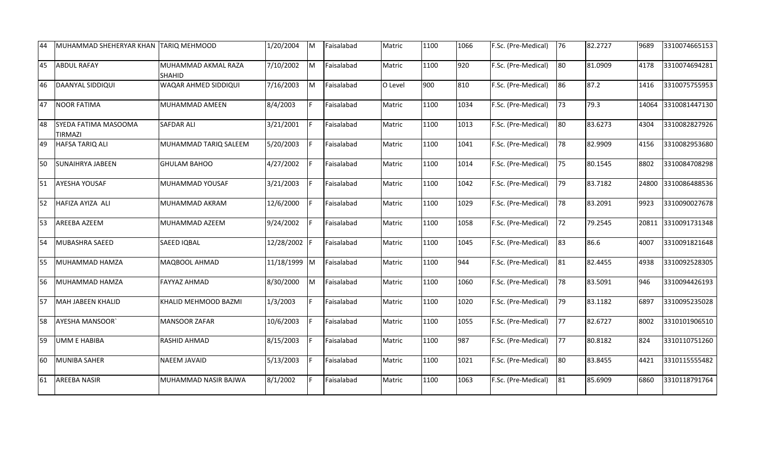| 44 | MUHAMMAD SHEHERYAR KHAN | TARIQ MEHMOOD | 1/20/2004 | M | Faisalabad | Matric | 1100 | 1066 | F.Sc. (Pre-Medical) | 76 | 82.2727 | 9689 | 3310074665153 |
|---|---|---|---|---|---|---|---|---|---|---|---|---|---|
| 45 | ABDUL RAFAY | MUHAMMAD AKMAL RAZA SHAHID | 7/10/2002 | M | Faisalabad | Matric | 1100 | 920 | F.Sc. (Pre-Medical) | 80 | 81.0909 | 4178 | 3310074694281 |
| 46 | DAANYAL SIDDIQUI | WAQAR AHMED SIDDIQUI | 7/16/2003 | M | Faisalabad | O Level | 900 | 810 | F.Sc. (Pre-Medical) | 86 | 87.2 | 1416 | 3310075755953 |
| 47 | NOOR FATIMA | MUHAMMAD AMEEN | 8/4/2003 | F | Faisalabad | Matric | 1100 | 1034 | F.Sc. (Pre-Medical) | 73 | 79.3 | 14064 | 3310081447130 |
| 48 | SYEDA FATIMA MASOOMA TIRMAZI | SAFDAR ALI | 3/21/2001 | F | Faisalabad | Matric | 1100 | 1013 | F.Sc. (Pre-Medical) | 80 | 83.6273 | 4304 | 3310082827926 |
| 49 | HAFSA TARIQ ALI | MUHAMMAD TARIQ SALEEM | 5/20/2003 | F | Faisalabad | Matric | 1100 | 1041 | F.Sc. (Pre-Medical) | 78 | 82.9909 | 4156 | 3310082953680 |
| 50 | SUNAIHRYA JABEEN | GHULAM BAHOO | 4/27/2002 | F | Faisalabad | Matric | 1100 | 1014 | F.Sc. (Pre-Medical) | 75 | 80.1545 | 8802 | 3310084708298 |
| 51 | AYESHA YOUSAF | MUHAMMAD YOUSAF | 3/21/2003 | F | Faisalabad | Matric | 1100 | 1042 | F.Sc. (Pre-Medical) | 79 | 83.7182 | 24800 | 3310086488536 |
| 52 | HAFIZA AYIZA ALI | MUHAMMAD AKRAM | 12/6/2000 | F | Faisalabad | Matric | 1100 | 1029 | F.Sc. (Pre-Medical) | 78 | 83.2091 | 9923 | 3310090027678 |
| 53 | AREEBA AZEEM | MUHAMMAD AZEEM | 9/24/2002 | F | Faisalabad | Matric | 1100 | 1058 | F.Sc. (Pre-Medical) | 72 | 79.2545 | 20811 | 3310091731348 |
| 54 | MUBASHRA SAEED | SAEED IQBAL | 12/28/2002 | F | Faisalabad | Matric | 1100 | 1045 | F.Sc. (Pre-Medical) | 83 | 86.6 | 4007 | 3310091821648 |
| 55 | MUHAMMAD HAMZA | MAQBOOL AHMAD | 11/18/1999 | M | Faisalabad | Matric | 1100 | 944 | F.Sc. (Pre-Medical) | 81 | 82.4455 | 4938 | 3310092528305 |
| 56 | MUHAMMAD HAMZA | FAYYAZ AHMAD | 8/30/2000 | M | Faisalabad | Matric | 1100 | 1060 | F.Sc. (Pre-Medical) | 78 | 83.5091 | 946 | 3310094426193 |
| 57 | MAH JABEEN KHALID | KHALID MEHMOOD BAZMI | 1/3/2003 | F | Faisalabad | Matric | 1100 | 1020 | F.Sc. (Pre-Medical) | 79 | 83.1182 | 6897 | 3310095235028 |
| 58 | AYESHA MANSOOR` | MANSOOR ZAFAR | 10/6/2003 | F | Faisalabad | Matric | 1100 | 1055 | F.Sc. (Pre-Medical) | 77 | 82.6727 | 8002 | 3310101906510 |
| 59 | UMM E HABIBA | RASHID AHMAD | 8/15/2003 | F | Faisalabad | Matric | 1100 | 987 | F.Sc. (Pre-Medical) | 77 | 80.8182 | 824 | 3310110751260 |
| 60 | MUNIBA SAHER | NAEEM JAVAID | 5/13/2003 | F | Faisalabad | Matric | 1100 | 1021 | F.Sc. (Pre-Medical) | 80 | 83.8455 | 4421 | 3310115555482 |
| 61 | AREEBA NASIR | MUHAMMAD NASIR BAJWA | 8/1/2002 | F | Faisalabad | Matric | 1100 | 1063 | F.Sc. (Pre-Medical) | 81 | 85.6909 | 6860 | 3310118791764 |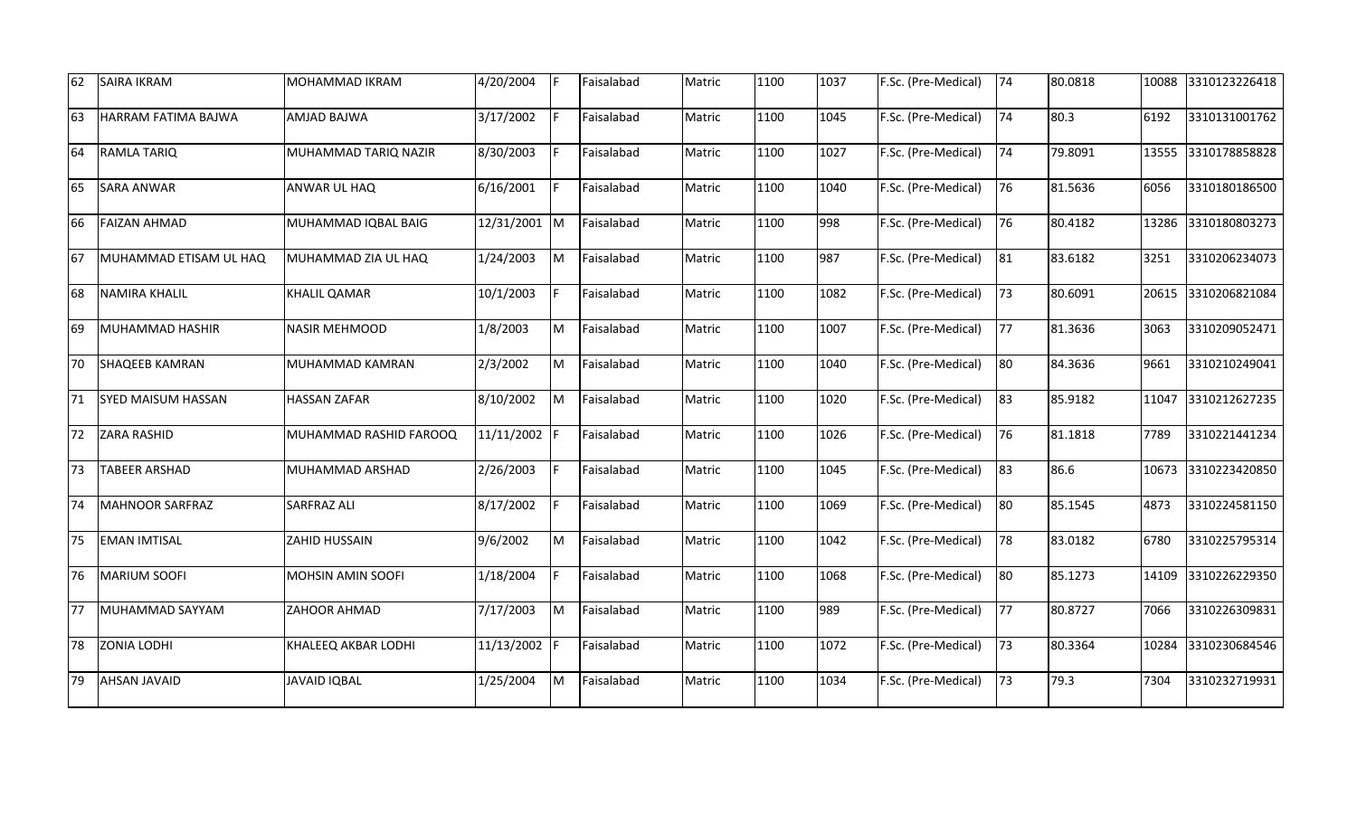| 62 | SAIRA IKRAM | MOHAMMAD IKRAM | 4/20/2004 | F | Faisalabad | Matric | 1100 | 1037 | F.Sc. (Pre-Medical) | 74 | 80.0818 | 10088 | 3310123226418 |
|---|---|---|---|---|---|---|---|---|---|---|---|---|---|
| 63 | HARRAM FATIMA BAJWA | AMJAD BAJWA | 3/17/2002 | F | Faisalabad | Matric | 1100 | 1045 | F.Sc. (Pre-Medical) | 74 | 80.3 | 6192 | 3310131001762 |
| 64 | RAMLA TARIQ | MUHAMMAD TARIQ NAZIR | 8/30/2003 | F | Faisalabad | Matric | 1100 | 1027 | F.Sc. (Pre-Medical) | 74 | 79.8091 | 13555 | 3310178858828 |
| 65 | SARA ANWAR | ANWAR UL HAQ | 6/16/2001 | F | Faisalabad | Matric | 1100 | 1040 | F.Sc. (Pre-Medical) | 76 | 81.5636 | 6056 | 3310180186500 |
| 66 | FAIZAN AHMAD | MUHAMMAD IQBAL BAIG | 12/31/2001 | M | Faisalabad | Matric | 1100 | 998 | F.Sc. (Pre-Medical) | 76 | 80.4182 | 13286 | 3310180803273 |
| 67 | MUHAMMAD ETISAM UL HAQ | MUHAMMAD ZIA UL HAQ | 1/24/2003 | M | Faisalabad | Matric | 1100 | 987 | F.Sc. (Pre-Medical) | 81 | 83.6182 | 3251 | 3310206234073 |
| 68 | NAMIRA KHALIL | KHALIL QAMAR | 10/1/2003 | F | Faisalabad | Matric | 1100 | 1082 | F.Sc. (Pre-Medical) | 73 | 80.6091 | 20615 | 3310206821084 |
| 69 | MUHAMMAD HASHIR | NASIR MEHMOOD | 1/8/2003 | M | Faisalabad | Matric | 1100 | 1007 | F.Sc. (Pre-Medical) | 77 | 81.3636 | 3063 | 3310209052471 |
| 70 | SHAQEEB KAMRAN | MUHAMMAD KAMRAN | 2/3/2002 | M | Faisalabad | Matric | 1100 | 1040 | F.Sc. (Pre-Medical) | 80 | 84.3636 | 9661 | 3310210249041 |
| 71 | SYED MAISUM HASSAN | HASSAN ZAFAR | 8/10/2002 | M | Faisalabad | Matric | 1100 | 1020 | F.Sc. (Pre-Medical) | 83 | 85.9182 | 11047 | 3310212627235 |
| 72 | ZARA RASHID | MUHAMMAD RASHID FAROOQ | 11/11/2002 | F | Faisalabad | Matric | 1100 | 1026 | F.Sc. (Pre-Medical) | 76 | 81.1818 | 7789 | 3310221441234 |
| 73 | TABEER ARSHAD | MUHAMMAD ARSHAD | 2/26/2003 | F | Faisalabad | Matric | 1100 | 1045 | F.Sc. (Pre-Medical) | 83 | 86.6 | 10673 | 3310223420850 |
| 74 | MAHNOOR SARFRAZ | SARFRAZ ALI | 8/17/2002 | F | Faisalabad | Matric | 1100 | 1069 | F.Sc. (Pre-Medical) | 80 | 85.1545 | 4873 | 3310224581150 |
| 75 | EMAN IMTISAL | ZAHID HUSSAIN | 9/6/2002 | M | Faisalabad | Matric | 1100 | 1042 | F.Sc. (Pre-Medical) | 78 | 83.0182 | 6780 | 3310225795314 |
| 76 | MARIUM SOOFI | MOHSIN AMIN SOOFI | 1/18/2004 | F | Faisalabad | Matric | 1100 | 1068 | F.Sc. (Pre-Medical) | 80 | 85.1273 | 14109 | 3310226229350 |
| 77 | MUHAMMAD SAYYAM | ZAHOOR AHMAD | 7/17/2003 | M | Faisalabad | Matric | 1100 | 989 | F.Sc. (Pre-Medical) | 77 | 80.8727 | 7066 | 3310226309831 |
| 78 | ZONIA LODHI | KHALEEQ AKBAR LODHI | 11/13/2002 | F | Faisalabad | Matric | 1100 | 1072 | F.Sc. (Pre-Medical) | 73 | 80.3364 | 10284 | 3310230684546 |
| 79 | AHSAN JAVAID | JAVAID IQBAL | 1/25/2004 | M | Faisalabad | Matric | 1100 | 1034 | F.Sc. (Pre-Medical) | 73 | 79.3 | 7304 | 3310232719931 |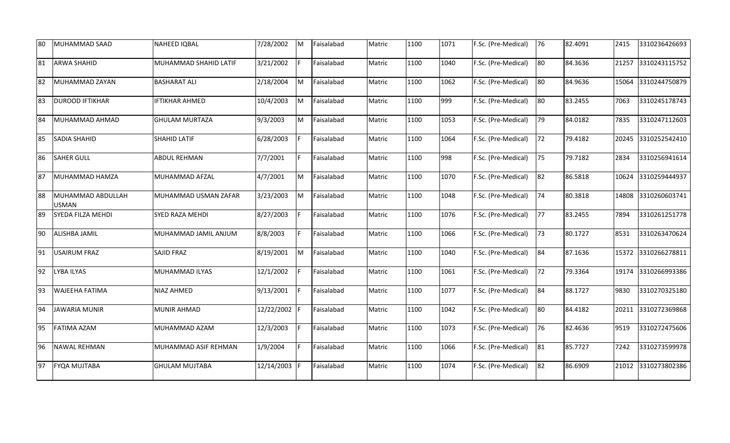| 80 | MUHAMMAD SAAD | NAHEED IQBAL | 7/28/2002 | M | Faisalabad | Matric | 1100 | 1071 | F.Sc. (Pre-Medical) | 76 | 82.4091 | 2415 | 3310236426693 |
|---|---|---|---|---|---|---|---|---|---|---|---|---|---|
| 81 | ARWA SHAHID | MUHAMMAD SHAHID LATIF | 3/21/2002 | F | Faisalabad | Matric | 1100 | 1040 | F.Sc. (Pre-Medical) | 80 | 84.3636 | 21257 | 3310243115752 |
| 82 | MUHAMMAD ZAYAN | BASHARAT ALI | 2/18/2004 | M | Faisalabad | Matric | 1100 | 1062 | F.Sc. (Pre-Medical) | 80 | 84.9636 | 15064 | 3310244750879 |
| 83 | DUROOD IFTIKHAR | IFTIKHAR AHMED | 10/4/2003 | M | Faisalabad | Matric | 1100 | 999 | F.Sc. (Pre-Medical) | 80 | 83.2455 | 7063 | 3310245178743 |
| 84 | MUHAMMAD AHMAD | GHULAM MURTAZA | 9/3/2003 | M | Faisalabad | Matric | 1100 | 1053 | F.Sc. (Pre-Medical) | 79 | 84.0182 | 7835 | 3310247112603 |
| 85 | SADIA SHAHID | SHAHID LATIF | 6/28/2003 | F | Faisalabad | Matric | 1100 | 1064 | F.Sc. (Pre-Medical) | 72 | 79.4182 | 20245 | 3310252542410 |
| 86 | SAHER GULL | ABDUL REHMAN | 7/7/2001 | F | Faisalabad | Matric | 1100 | 998 | F.Sc. (Pre-Medical) | 75 | 79.7182 | 2834 | 3310256941614 |
| 87 | MUHAMMAD HAMZA | MUHAMMAD AFZAL | 4/7/2001 | M | Faisalabad | Matric | 1100 | 1070 | F.Sc. (Pre-Medical) | 82 | 86.5818 | 10624 | 3310259444937 |
| 88 | MUHAMMAD ABDULLAH USMAN | MUHAMMAD USMAN ZAFAR | 3/23/2003 | M | Faisalabad | Matric | 1100 | 1048 | F.Sc. (Pre-Medical) | 74 | 80.3818 | 14808 | 3310260603741 |
| 89 | SYEDA FILZA MEHDI | SYED RAZA MEHDI | 8/27/2003 | F | Faisalabad | Matric | 1100 | 1076 | F.Sc. (Pre-Medical) | 77 | 83.2455 | 7894 | 3310261251778 |
| 90 | ALISHBA JAMIL | MUHAMMAD JAMIL ANJUM | 8/8/2003 | F | Faisalabad | Matric | 1100 | 1066 | F.Sc. (Pre-Medical) | 73 | 80.1727 | 8531 | 3310263470624 |
| 91 | USAIRUM FRAZ | SAJID FRAZ | 8/19/2001 | M | Faisalabad | Matric | 1100 | 1040 | F.Sc. (Pre-Medical) | 84 | 87.1636 | 15372 | 3310266278811 |
| 92 | LYBA ILYAS | MUHAMMAD ILYAS | 12/1/2002 | F | Faisalabad | Matric | 1100 | 1061 | F.Sc. (Pre-Medical) | 72 | 79.3364 | 19174 | 3310266993386 |
| 93 | WAJEEHA FATIMA | NIAZ AHMED | 9/13/2001 | F | Faisalabad | Matric | 1100 | 1077 | F.Sc. (Pre-Medical) | 84 | 88.1727 | 9830 | 3310270325180 |
| 94 | JAWARIA MUNIR | MUNIR AHMAD | 12/22/2002 | F | Faisalabad | Matric | 1100 | 1042 | F.Sc. (Pre-Medical) | 80 | 84.4182 | 20211 | 3310272369868 |
| 95 | FATIMA AZAM | MUHAMMAD AZAM | 12/3/2003 | F | Faisalabad | Matric | 1100 | 1073 | F.Sc. (Pre-Medical) | 76 | 82.4636 | 9519 | 3310272475606 |
| 96 | NAWAL REHMAN | MUHAMMAD ASIF REHMAN | 1/9/2004 | F | Faisalabad | Matric | 1100 | 1066 | F.Sc. (Pre-Medical) | 81 | 85.7727 | 7242 | 3310273599978 |
| 97 | FYQA MUJTABA | GHULAM MUJTABA | 12/14/2003 | F | Faisalabad | Matric | 1100 | 1074 | F.Sc. (Pre-Medical) | 82 | 86.6909 | 21012 | 3310273802386 |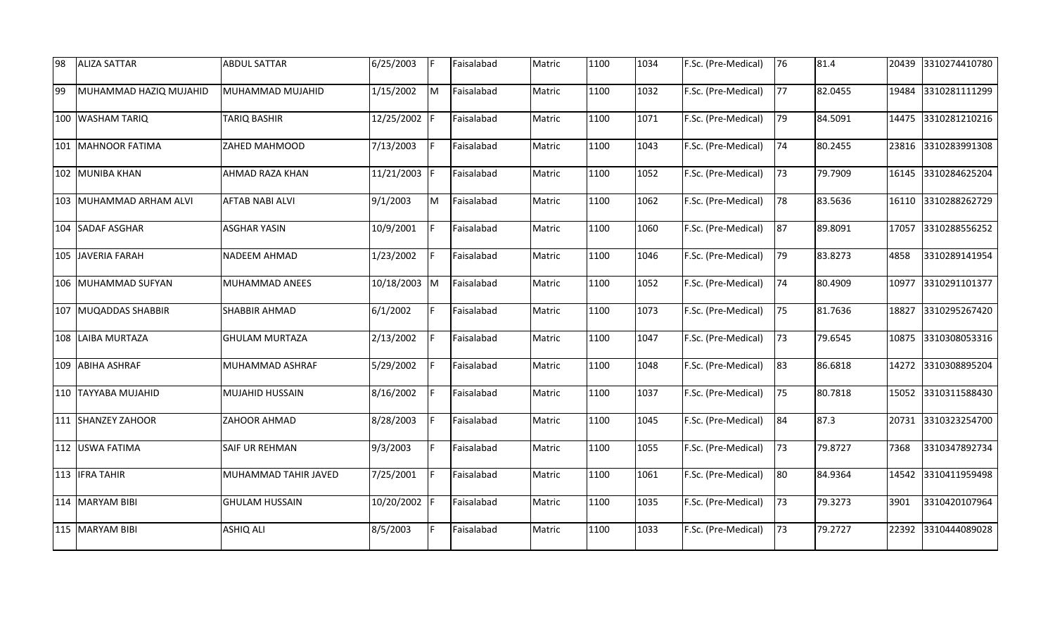| 98 | ALIZA SATTAR | ABDUL SATTAR | 6/25/2003 | F | Faisalabad | Matric | 1100 | 1034 | F.Sc. (Pre-Medical) | 76 | 81.4 | 20439 | 3310274410780 |
|---|---|---|---|---|---|---|---|---|---|---|---|---|---|
| 99 | MUHAMMAD HAZIQ MUJAHID | MUHAMMAD MUJAHID | 1/15/2002 | M | Faisalabad | Matric | 1100 | 1032 | F.Sc. (Pre-Medical) | 77 | 82.0455 | 19484 | 3310281111299 |
| 100 | WASHAM TARIQ | TARIQ BASHIR | 12/25/2002 | F | Faisalabad | Matric | 1100 | 1071 | F.Sc. (Pre-Medical) | 79 | 84.5091 | 14475 | 3310281210216 |
| 101 | MAHNOOR FATIMA | ZAHED MAHMOOD | 7/13/2003 | F | Faisalabad | Matric | 1100 | 1043 | F.Sc. (Pre-Medical) | 74 | 80.2455 | 23816 | 3310283991308 |
| 102 | MUNIBA KHAN | AHMAD RAZA KHAN | 11/21/2003 | F | Faisalabad | Matric | 1100 | 1052 | F.Sc. (Pre-Medical) | 73 | 79.7909 | 16145 | 3310284625204 |
| 103 | MUHAMMAD ARHAM ALVI | AFTAB NABI ALVI | 9/1/2003 | M | Faisalabad | Matric | 1100 | 1062 | F.Sc. (Pre-Medical) | 78 | 83.5636 | 16110 | 3310288262729 |
| 104 | SADAF ASGHAR | ASGHAR YASIN | 10/9/2001 | F | Faisalabad | Matric | 1100 | 1060 | F.Sc. (Pre-Medical) | 87 | 89.8091 | 17057 | 3310288556252 |
| 105 | JAVERIA FARAH | NADEEM AHMAD | 1/23/2002 | F | Faisalabad | Matric | 1100 | 1046 | F.Sc. (Pre-Medical) | 79 | 83.8273 | 4858 | 3310289141954 |
| 106 | MUHAMMAD SUFYAN | MUHAMMAD ANEES | 10/18/2003 | M | Faisalabad | Matric | 1100 | 1052 | F.Sc. (Pre-Medical) | 74 | 80.4909 | 10977 | 3310291101377 |
| 107 | MUQADDAS SHABBIR | SHABBIR AHMAD | 6/1/2002 | F | Faisalabad | Matric | 1100 | 1073 | F.Sc. (Pre-Medical) | 75 | 81.7636 | 18827 | 3310295267420 |
| 108 | LAIBA MURTAZA | GHULAM MURTAZA | 2/13/2002 | F | Faisalabad | Matric | 1100 | 1047 | F.Sc. (Pre-Medical) | 73 | 79.6545 | 10875 | 3310308053316 |
| 109 | ABIHA ASHRAF | MUHAMMAD ASHRAF | 5/29/2002 | F | Faisalabad | Matric | 1100 | 1048 | F.Sc. (Pre-Medical) | 83 | 86.6818 | 14272 | 3310308895204 |
| 110 | TAYYABA MUJAHID | MUJAHID HUSSAIN | 8/16/2002 | F | Faisalabad | Matric | 1100 | 1037 | F.Sc. (Pre-Medical) | 75 | 80.7818 | 15052 | 3310311588430 |
| 111 | SHANZEY ZAHOOR | ZAHOOR AHMAD | 8/28/2003 | F | Faisalabad | Matric | 1100 | 1045 | F.Sc. (Pre-Medical) | 84 | 87.3 | 20731 | 3310323254700 |
| 112 | USWA FATIMA | SAIF UR REHMAN | 9/3/2003 | F | Faisalabad | Matric | 1100 | 1055 | F.Sc. (Pre-Medical) | 73 | 79.8727 | 7368 | 3310347892734 |
| 113 | IFRA TAHIR | MUHAMMAD TAHIR JAVED | 7/25/2001 | F | Faisalabad | Matric | 1100 | 1061 | F.Sc. (Pre-Medical) | 80 | 84.9364 | 14542 | 3310411959498 |
| 114 | MARYAM BIBI | GHULAM HUSSAIN | 10/20/2002 | F | Faisalabad | Matric | 1100 | 1035 | F.Sc. (Pre-Medical) | 73 | 79.3273 | 3901 | 3310420107964 |
| 115 | MARYAM BIBI | ASHIQ ALI | 8/5/2003 | F | Faisalabad | Matric | 1100 | 1033 | F.Sc. (Pre-Medical) | 73 | 79.2727 | 22392 | 3310444089028 |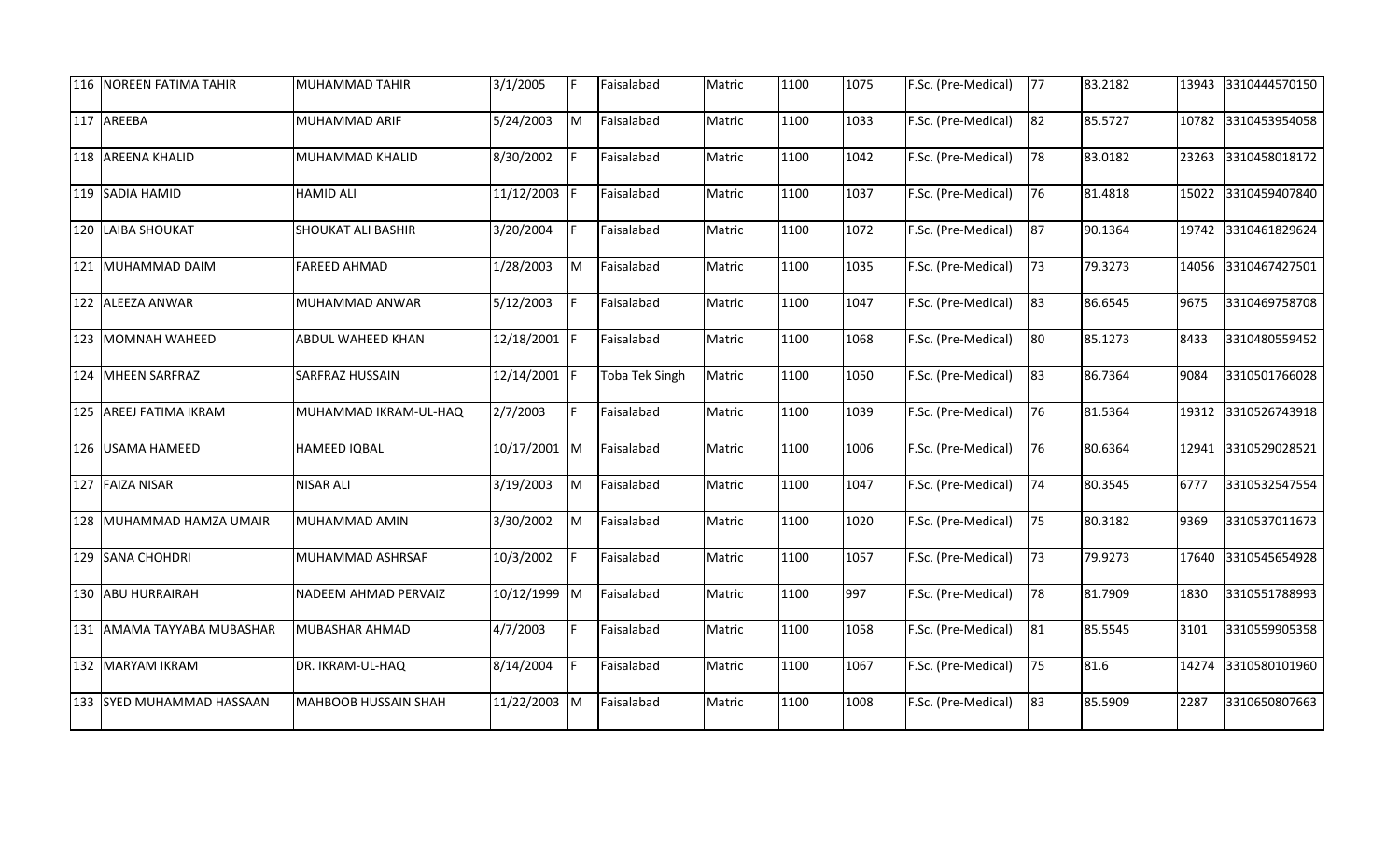| | | | | | | | | | | | | | |
|---|---|---|---|---|---|---|---|---|---|---|---|---|---|
| 116 | NOREEN FATIMA TAHIR | MUHAMMAD TAHIR | 3/1/2005 | F | Faisalabad | Matric | 1100 | 1075 | F.Sc. (Pre-Medical) | 77 | 83.2182 | 13943 | 3310444570150 |
| 117 | AREEBA | MUHAMMAD ARIF | 5/24/2003 | M | Faisalabad | Matric | 1100 | 1033 | F.Sc. (Pre-Medical) | 82 | 85.5727 | 10782 | 3310453954058 |
| 118 | AREENA KHALID | MUHAMMAD KHALID | 8/30/2002 | F | Faisalabad | Matric | 1100 | 1042 | F.Sc. (Pre-Medical) | 78 | 83.0182 | 23263 | 3310458018172 |
| 119 | SADIA HAMID | HAMID ALI | 11/12/2003 | F | Faisalabad | Matric | 1100 | 1037 | F.Sc. (Pre-Medical) | 76 | 81.4818 | 15022 | 3310459407840 |
| 120 | LAIBA SHOUKAT | SHOUKAT ALI BASHIR | 3/20/2004 | F | Faisalabad | Matric | 1100 | 1072 | F.Sc. (Pre-Medical) | 87 | 90.1364 | 19742 | 3310461829624 |
| 121 | MUHAMMAD DAIM | FAREED AHMAD | 1/28/2003 | M | Faisalabad | Matric | 1100 | 1035 | F.Sc. (Pre-Medical) | 73 | 79.3273 | 14056 | 3310467427501 |
| 122 | ALEEZA ANWAR | MUHAMMAD ANWAR | 5/12/2003 | F | Faisalabad | Matric | 1100 | 1047 | F.Sc. (Pre-Medical) | 83 | 86.6545 | 9675 | 3310469758708 |
| 123 | MOMNAH WAHEED | ABDUL WAHEED KHAN | 12/18/2001 | F | Faisalabad | Matric | 1100 | 1068 | F.Sc. (Pre-Medical) | 80 | 85.1273 | 8433 | 3310480559452 |
| 124 | MHEEN SARFRAZ | SARFRAZ HUSSAIN | 12/14/2001 | F | Toba Tek Singh | Matric | 1100 | 1050 | F.Sc. (Pre-Medical) | 83 | 86.7364 | 9084 | 3310501766028 |
| 125 | AREEJ FATIMA IKRAM | MUHAMMAD IKRAM-UL-HAQ | 2/7/2003 | F | Faisalabad | Matric | 1100 | 1039 | F.Sc. (Pre-Medical) | 76 | 81.5364 | 19312 | 3310526743918 |
| 126 | USAMA HAMEED | HAMEED IQBAL | 10/17/2001 | M | Faisalabad | Matric | 1100 | 1006 | F.Sc. (Pre-Medical) | 76 | 80.6364 | 12941 | 3310529028521 |
| 127 | FAIZA NISAR | NISAR ALI | 3/19/2003 | M | Faisalabad | Matric | 1100 | 1047 | F.Sc. (Pre-Medical) | 74 | 80.3545 | 6777 | 3310532547554 |
| 128 | MUHAMMAD HAMZA UMAIR | MUHAMMAD AMIN | 3/30/2002 | M | Faisalabad | Matric | 1100 | 1020 | F.Sc. (Pre-Medical) | 75 | 80.3182 | 9369 | 3310537011673 |
| 129 | SANA CHOHDRI | MUHAMMAD ASHRSAF | 10/3/2002 | F | Faisalabad | Matric | 1100 | 1057 | F.Sc. (Pre-Medical) | 73 | 79.9273 | 17640 | 3310545654928 |
| 130 | ABU HURRAIRAH | NADEEM AHMAD PERVAIZ | 10/12/1999 | M | Faisalabad | Matric | 1100 | 997 | F.Sc. (Pre-Medical) | 78 | 81.7909 | 1830 | 3310551788993 |
| 131 | AMAMA TAYYABA MUBASHAR | MUBASHAR AHMAD | 4/7/2003 | F | Faisalabad | Matric | 1100 | 1058 | F.Sc. (Pre-Medical) | 81 | 85.5545 | 3101 | 3310559905358 |
| 132 | MARYAM IKRAM | DR. IKRAM-UL-HAQ | 8/14/2004 | F | Faisalabad | Matric | 1100 | 1067 | F.Sc. (Pre-Medical) | 75 | 81.6 | 14274 | 3310580101960 |
| 133 | SYED MUHAMMAD HASSAAN | MAHBOOB HUSSAIN SHAH | 11/22/2003 | M | Faisalabad | Matric | 1100 | 1008 | F.Sc. (Pre-Medical) | 83 | 85.5909 | 2287 | 3310650807663 |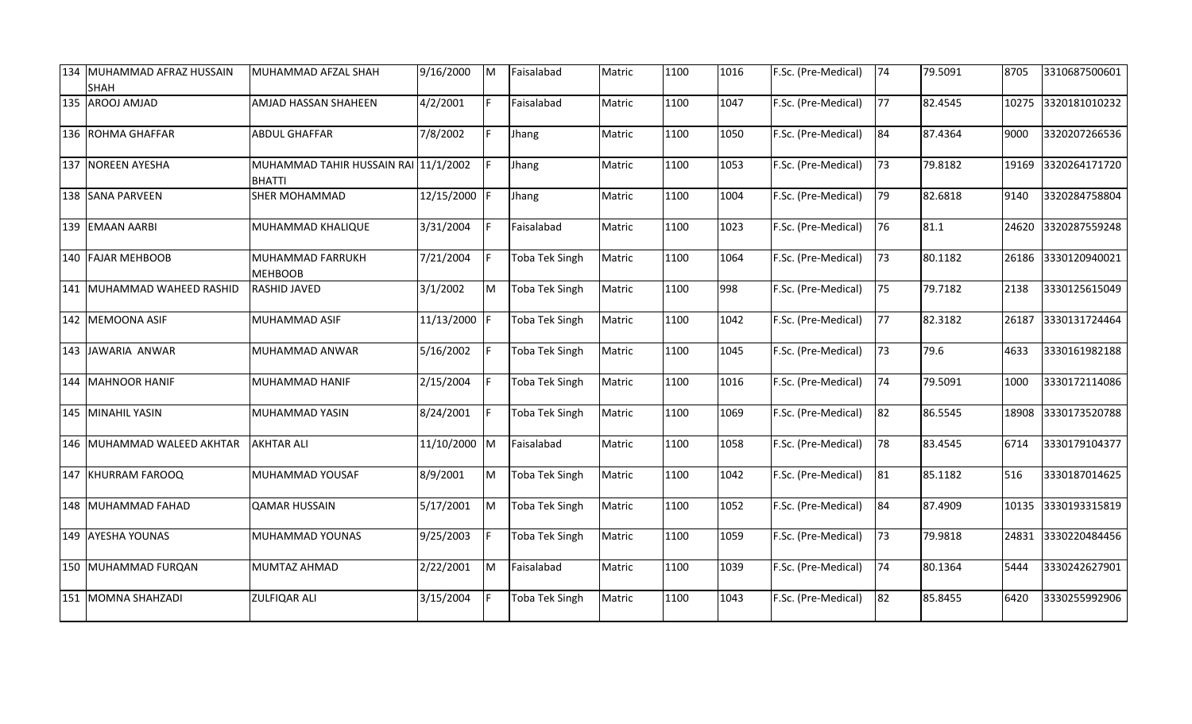| 134 | MUHAMMAD AFRAZ HUSSAIN SHAH | MUHAMMAD AFZAL SHAH | 9/16/2000 | M | Faisalabad | Matric | 1100 | 1016 | F.Sc. (Pre-Medical) | 74 | 79.5091 | 8705 | 3310687500601 |
|---|---|---|---|---|---|---|---|---|---|---|---|---|---|
| 135 | AROOJ AMJAD | AMJAD HASSAN SHAHEEN | 4/2/2001 | F | Faisalabad | Matric | 1100 | 1047 | F.Sc. (Pre-Medical) | 77 | 82.4545 | 10275 | 3320181010232 |
| 136 | ROHMA GHAFFAR | ABDUL GHAFFAR | 7/8/2002 | F | Jhang | Matric | 1100 | 1050 | F.Sc. (Pre-Medical) | 84 | 87.4364 | 9000 | 3320207266536 |
| 137 | NOREEN AYESHA | MUHAMMAD TAHIR HUSSAIN RAI BHATTI | 11/1/2002 | F | Jhang | Matric | 1100 | 1053 | F.Sc. (Pre-Medical) | 73 | 79.8182 | 19169 | 3320264171720 |
| 138 | SANA PARVEEN | SHER MOHAMMAD | 12/15/2000 | F | Jhang | Matric | 1100 | 1004 | F.Sc. (Pre-Medical) | 79 | 82.6818 | 9140 | 3320284758804 |
| 139 | EMAAN AARBI | MUHAMMAD KHALIQUE | 3/31/2004 | F | Faisalabad | Matric | 1100 | 1023 | F.Sc. (Pre-Medical) | 76 | 81.1 | 24620 | 3320287559248 |
| 140 | FAJAR MEHBOOB | MUHAMMAD FARRUKH MEHBOOB | 7/21/2004 | F | Toba Tek Singh | Matric | 1100 | 1064 | F.Sc. (Pre-Medical) | 73 | 80.1182 | 26186 | 3330120940021 |
| 141 | MUHAMMAD WAHEED RASHID | RASHID JAVED | 3/1/2002 | M | Toba Tek Singh | Matric | 1100 | 998 | F.Sc. (Pre-Medical) | 75 | 79.7182 | 2138 | 3330125615049 |
| 142 | MEMOONA ASIF | MUHAMMAD ASIF | 11/13/2000 | F | Toba Tek Singh | Matric | 1100 | 1042 | F.Sc. (Pre-Medical) | 77 | 82.3182 | 26187 | 3330131724464 |
| 143 | JAWARIA ANWAR | MUHAMMAD ANWAR | 5/16/2002 | F | Toba Tek Singh | Matric | 1100 | 1045 | F.Sc. (Pre-Medical) | 73 | 79.6 | 4633 | 3330161982188 |
| 144 | MAHNOOR HANIF | MUHAMMAD HANIF | 2/15/2004 | F | Toba Tek Singh | Matric | 1100 | 1016 | F.Sc. (Pre-Medical) | 74 | 79.5091 | 1000 | 3330172114086 |
| 145 | MINAHIL YASIN | MUHAMMAD YASIN | 8/24/2001 | F | Toba Tek Singh | Matric | 1100 | 1069 | F.Sc. (Pre-Medical) | 82 | 86.5545 | 18908 | 3330173520788 |
| 146 | MUHAMMAD WALEED AKHTAR | AKHTAR ALI | 11/10/2000 | M | Faisalabad | Matric | 1100 | 1058 | F.Sc. (Pre-Medical) | 78 | 83.4545 | 6714 | 3330179104377 |
| 147 | KHURRAM FAROOQ | MUHAMMAD YOUSAF | 8/9/2001 | M | Toba Tek Singh | Matric | 1100 | 1042 | F.Sc. (Pre-Medical) | 81 | 85.1182 | 516 | 3330187014625 |
| 148 | MUHAMMAD FAHAD | QAMAR HUSSAIN | 5/17/2001 | M | Toba Tek Singh | Matric | 1100 | 1052 | F.Sc. (Pre-Medical) | 84 | 87.4909 | 10135 | 3330193315819 |
| 149 | AYESHA YOUNAS | MUHAMMAD YOUNAS | 9/25/2003 | F | Toba Tek Singh | Matric | 1100 | 1059 | F.Sc. (Pre-Medical) | 73 | 79.9818 | 24831 | 3330220484456 |
| 150 | MUHAMMAD FURQAN | MUMTAZ AHMAD | 2/22/2001 | M | Faisalabad | Matric | 1100 | 1039 | F.Sc. (Pre-Medical) | 74 | 80.1364 | 5444 | 3330242627901 |
| 151 | MOMNA SHAHZADI | ZULFIQAR ALI | 3/15/2004 | F | Toba Tek Singh | Matric | 1100 | 1043 | F.Sc. (Pre-Medical) | 82 | 85.8455 | 6420 | 3330255992906 |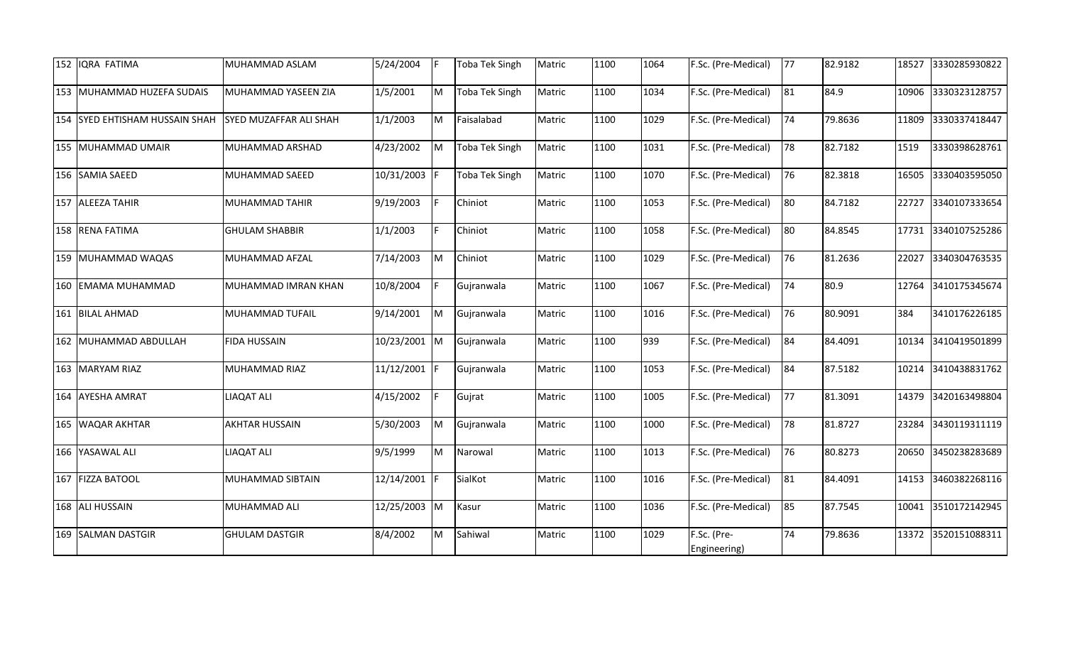| 152 | IQRA FATIMA | MUHAMMAD ASLAM | 5/24/2004 | F | Toba Tek Singh | Matric | 1100 | 1064 | F.Sc. (Pre-Medical) | 77 | 82.9182 | 18527 | 3330285930822 |
|---|---|---|---|---|---|---|---|---|---|---|---|---|---|
| 153 | MUHAMMAD HUZEFA SUDAIS | MUHAMMAD YASEEN ZIA | 1/5/2001 | M | Toba Tek Singh | Matric | 1100 | 1034 | F.Sc. (Pre-Medical) | 81 | 84.9 | 10906 | 3330323128757 |
| 154 | SYED EHTISHAM HUSSAIN SHAH | SYED MUZAFFAR ALI SHAH | 1/1/2003 | M | Faisalabad | Matric | 1100 | 1029 | F.Sc. (Pre-Medical) | 74 | 79.8636 | 11809 | 3330337418447 |
| 155 | MUHAMMAD UMAIR | MUHAMMAD ARSHAD | 4/23/2002 | M | Toba Tek Singh | Matric | 1100 | 1031 | F.Sc. (Pre-Medical) | 78 | 82.7182 | 1519 | 3330398628761 |
| 156 | SAMIA SAEED | MUHAMMAD SAEED | 10/31/2003 | F | Toba Tek Singh | Matric | 1100 | 1070 | F.Sc. (Pre-Medical) | 76 | 82.3818 | 16505 | 3330403595050 |
| 157 | ALEEZA TAHIR | MUHAMMAD TAHIR | 9/19/2003 | F | Chiniot | Matric | 1100 | 1053 | F.Sc. (Pre-Medical) | 80 | 84.7182 | 22727 | 3340107333654 |
| 158 | RENA FATIMA | GHULAM SHABBIR | 1/1/2003 | F | Chiniot | Matric | 1100 | 1058 | F.Sc. (Pre-Medical) | 80 | 84.8545 | 17731 | 3340107525286 |
| 159 | MUHAMMAD WAQAS | MUHAMMAD AFZAL | 7/14/2003 | M | Chiniot | Matric | 1100 | 1029 | F.Sc. (Pre-Medical) | 76 | 81.2636 | 22027 | 3340304763535 |
| 160 | EMAMA MUHAMMAD | MUHAMMAD IMRAN KHAN | 10/8/2004 | F | Gujranwala | Matric | 1100 | 1067 | F.Sc. (Pre-Medical) | 74 | 80.9 | 12764 | 3410175345674 |
| 161 | BILAL AHMAD | MUHAMMAD TUFAIL | 9/14/2001 | M | Gujranwala | Matric | 1100 | 1016 | F.Sc. (Pre-Medical) | 76 | 80.9091 | 384 | 3410176226185 |
| 162 | MUHAMMAD ABDULLAH | FIDA HUSSAIN | 10/23/2001 | M | Gujranwala | Matric | 1100 | 939 | F.Sc. (Pre-Medical) | 84 | 84.4091 | 10134 | 3410419501899 |
| 163 | MARYAM RIAZ | MUHAMMAD RIAZ | 11/12/2001 | F | Gujranwala | Matric | 1100 | 1053 | F.Sc. (Pre-Medical) | 84 | 87.5182 | 10214 | 3410438831762 |
| 164 | AYESHA AMRAT | LIAQAT ALI | 4/15/2002 | F | Gujrat | Matric | 1100 | 1005 | F.Sc. (Pre-Medical) | 77 | 81.3091 | 14379 | 3420163498804 |
| 165 | WAQAR AKHTAR | AKHTAR HUSSAIN | 5/30/2003 | M | Gujranwala | Matric | 1100 | 1000 | F.Sc. (Pre-Medical) | 78 | 81.8727 | 23284 | 3430119311119 |
| 166 | YASAWAL ALI | LIAQAT ALI | 9/5/1999 | M | Narowal | Matric | 1100 | 1013 | F.Sc. (Pre-Medical) | 76 | 80.8273 | 20650 | 3450238283689 |
| 167 | FIZZA BATOOL | MUHAMMAD SIBTAIN | 12/14/2001 | F | SialKot | Matric | 1100 | 1016 | F.Sc. (Pre-Medical) | 81 | 84.4091 | 14153 | 3460382268116 |
| 168 | ALI HUSSAIN | MUHAMMAD ALI | 12/25/2003 | M | Kasur | Matric | 1100 | 1036 | F.Sc. (Pre-Medical) | 85 | 87.7545 | 10041 | 3510172142945 |
| 169 | SALMAN DASTGIR | GHULAM DASTGIR | 8/4/2002 | M | Sahiwal | Matric | 1100 | 1029 | F.Sc. (Pre-Engineering) | 74 | 79.8636 | 13372 | 3520151088311 |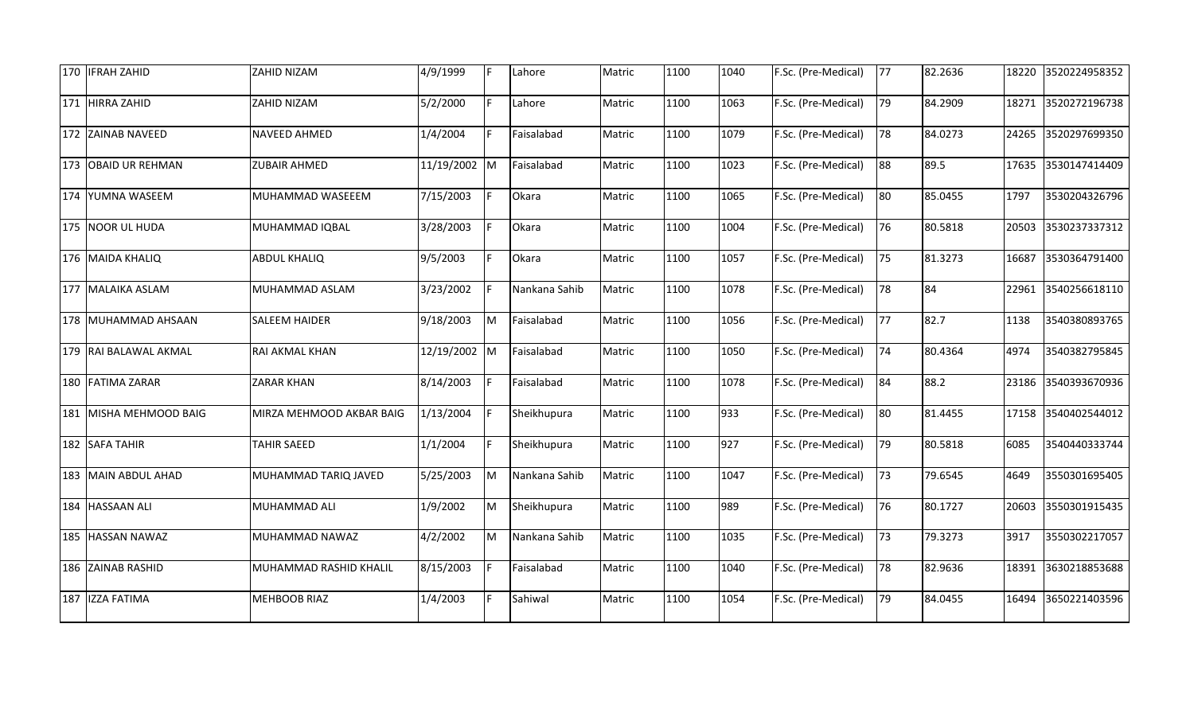| | | | | | | | | | | | | | |
|---|---|---|---|---|---|---|---|---|---|---|---|---|---|
| 170 | IFRAH ZAHID | ZAHID NIZAM | 4/9/1999 | F | Lahore | Matric | 1100 | 1040 | F.Sc. (Pre-Medical) | 77 | 82.2636 | 18220 | 3520224958352 |
| 171 | HIRRA ZAHID | ZAHID NIZAM | 5/2/2000 | F | Lahore | Matric | 1100 | 1063 | F.Sc. (Pre-Medical) | 79 | 84.2909 | 18271 | 3520272196738 |
| 172 | ZAINAB NAVEED | NAVEED AHMED | 1/4/2004 | F | Faisalabad | Matric | 1100 | 1079 | F.Sc. (Pre-Medical) | 78 | 84.0273 | 24265 | 3520297699350 |
| 173 | OBAID UR REHMAN | ZUBAIR AHMED | 11/19/2002 | M | Faisalabad | Matric | 1100 | 1023 | F.Sc. (Pre-Medical) | 88 | 89.5 | 17635 | 3530147414409 |
| 174 | YUMNA WASEEM | MUHAMMAD WASEEEM | 7/15/2003 | F | Okara | Matric | 1100 | 1065 | F.Sc. (Pre-Medical) | 80 | 85.0455 | 1797 | 3530204326796 |
| 175 | NOOR UL HUDA | MUHAMMAD IQBAL | 3/28/2003 | F | Okara | Matric | 1100 | 1004 | F.Sc. (Pre-Medical) | 76 | 80.5818 | 20503 | 3530237337312 |
| 176 | MAIDA KHALIQ | ABDUL KHALIQ | 9/5/2003 | F | Okara | Matric | 1100 | 1057 | F.Sc. (Pre-Medical) | 75 | 81.3273 | 16687 | 3530364791400 |
| 177 | MALAIKA ASLAM | MUHAMMAD ASLAM | 3/23/2002 | F | Nankana Sahib | Matric | 1100 | 1078 | F.Sc. (Pre-Medical) | 78 | 84 | 22961 | 3540256618110 |
| 178 | MUHAMMAD AHSAAN | SALEEM HAIDER | 9/18/2003 | M | Faisalabad | Matric | 1100 | 1056 | F.Sc. (Pre-Medical) | 77 | 82.7 | 1138 | 3540380893765 |
| 179 | RAI BALAWAL AKMAL | RAI AKMAL KHAN | 12/19/2002 | M | Faisalabad | Matric | 1100 | 1050 | F.Sc. (Pre-Medical) | 74 | 80.4364 | 4974 | 3540382795845 |
| 180 | FATIMA ZARAR | ZARAR KHAN | 8/14/2003 | F | Faisalabad | Matric | 1100 | 1078 | F.Sc. (Pre-Medical) | 84 | 88.2 | 23186 | 3540393670936 |
| 181 | MISHA MEHMOOD BAIG | MIRZA MEHMOOD AKBAR BAIG | 1/13/2004 | F | Sheikhupura | Matric | 1100 | 933 | F.Sc. (Pre-Medical) | 80 | 81.4455 | 17158 | 3540402544012 |
| 182 | SAFA TAHIR | TAHIR SAEED | 1/1/2004 | F | Sheikhupura | Matric | 1100 | 927 | F.Sc. (Pre-Medical) | 79 | 80.5818 | 6085 | 3540440333744 |
| 183 | MAIN ABDUL AHAD | MUHAMMAD TARIQ JAVED | 5/25/2003 | M | Nankana Sahib | Matric | 1100 | 1047 | F.Sc. (Pre-Medical) | 73 | 79.6545 | 4649 | 3550301695405 |
| 184 | HASSAAN ALI | MUHAMMAD ALI | 1/9/2002 | M | Sheikhupura | Matric | 1100 | 989 | F.Sc. (Pre-Medical) | 76 | 80.1727 | 20603 | 3550301915435 |
| 185 | HASSAN NAWAZ | MUHAMMAD NAWAZ | 4/2/2002 | M | Nankana Sahib | Matric | 1100 | 1035 | F.Sc. (Pre-Medical) | 73 | 79.3273 | 3917 | 3550302217057 |
| 186 | ZAINAB RASHID | MUHAMMAD RASHID KHALIL | 8/15/2003 | F | Faisalabad | Matric | 1100 | 1040 | F.Sc. (Pre-Medical) | 78 | 82.9636 | 18391 | 3630218853688 |
| 187 | IZZA FATIMA | MEHBOOB RIAZ | 1/4/2003 | F | Sahiwal | Matric | 1100 | 1054 | F.Sc. (Pre-Medical) | 79 | 84.0455 | 16494 | 3650221403596 |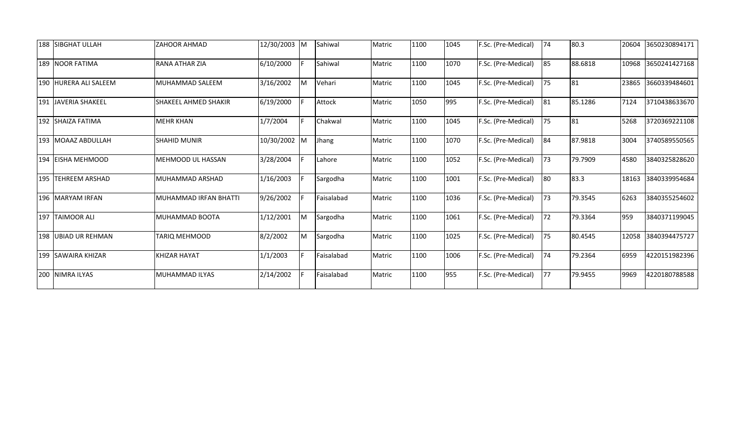| | | | | | | | | | | | | | |
|---|---|---|---|---|---|---|---|---|---|---|---|---|---|
| 188 | SIBGHAT ULLAH | ZAHOOR AHMAD | 12/30/2003 | M | Sahiwal | Matric | 1100 | 1045 | F.Sc. (Pre-Medical) | 74 | 80.3 | 20604 | 3650230894171 |
| 189 | NOOR FATIMA | RANA ATHAR ZIA | 6/10/2000 | F | Sahiwal | Matric | 1100 | 1070 | F.Sc. (Pre-Medical) | 85 | 88.6818 | 10968 | 3650241427168 |
| 190 | HURERA ALI SALEEM | MUHAMMAD SALEEM | 3/16/2002 | M | Vehari | Matric | 1100 | 1045 | F.Sc. (Pre-Medical) | 75 | 81 | 23865 | 3660339484601 |
| 191 | JAVERIA SHAKEEL | SHAKEEL AHMED SHAKIR | 6/19/2000 | F | Attock | Matric | 1050 | 995 | F.Sc. (Pre-Medical) | 81 | 85.1286 | 7124 | 3710438633670 |
| 192 | SHAIZA FATIMA | MEHR KHAN | 1/7/2004 | F | Chakwal | Matric | 1100 | 1045 | F.Sc. (Pre-Medical) | 75 | 81 | 5268 | 3720369221108 |
| 193 | MOAAZ ABDULLAH | SHAHID MUNIR | 10/30/2002 | M | Jhang | Matric | 1100 | 1070 | F.Sc. (Pre-Medical) | 84 | 87.9818 | 3004 | 3740589550565 |
| 194 | EISHA MEHMOOD | MEHMOOD UL HASSAN | 3/28/2004 | F | Lahore | Matric | 1100 | 1052 | F.Sc. (Pre-Medical) | 73 | 79.7909 | 4580 | 3840325828620 |
| 195 | TEHREEM ARSHAD | MUHAMMAD ARSHAD | 1/16/2003 | F | Sargodha | Matric | 1100 | 1001 | F.Sc. (Pre-Medical) | 80 | 83.3 | 18163 | 3840339954684 |
| 196 | MARYAM IRFAN | MUHAMMAD IRFAN BHATTI | 9/26/2002 | F | Faisalabad | Matric | 1100 | 1036 | F.Sc. (Pre-Medical) | 73 | 79.3545 | 6263 | 3840355254602 |
| 197 | TAIMOOR ALI | MUHAMMAD BOOTA | 1/12/2001 | M | Sargodha | Matric | 1100 | 1061 | F.Sc. (Pre-Medical) | 72 | 79.3364 | 959 | 3840371199045 |
| 198 | UBIAD UR REHMAN | TARIQ MEHMOOD | 8/2/2002 | M | Sargodha | Matric | 1100 | 1025 | F.Sc. (Pre-Medical) | 75 | 80.4545 | 12058 | 3840394475727 |
| 199 | SAWAIRA KHIZAR | KHIZAR HAYAT | 1/1/2003 | F | Faisalabad | Matric | 1100 | 1006 | F.Sc. (Pre-Medical) | 74 | 79.2364 | 6959 | 4220151982396 |
| 200 | NIMRA ILYAS | MUHAMMAD ILYAS | 2/14/2002 | F | Faisalabad | Matric | 1100 | 955 | F.Sc. (Pre-Medical) | 77 | 79.9455 | 9969 | 4220180788588 |